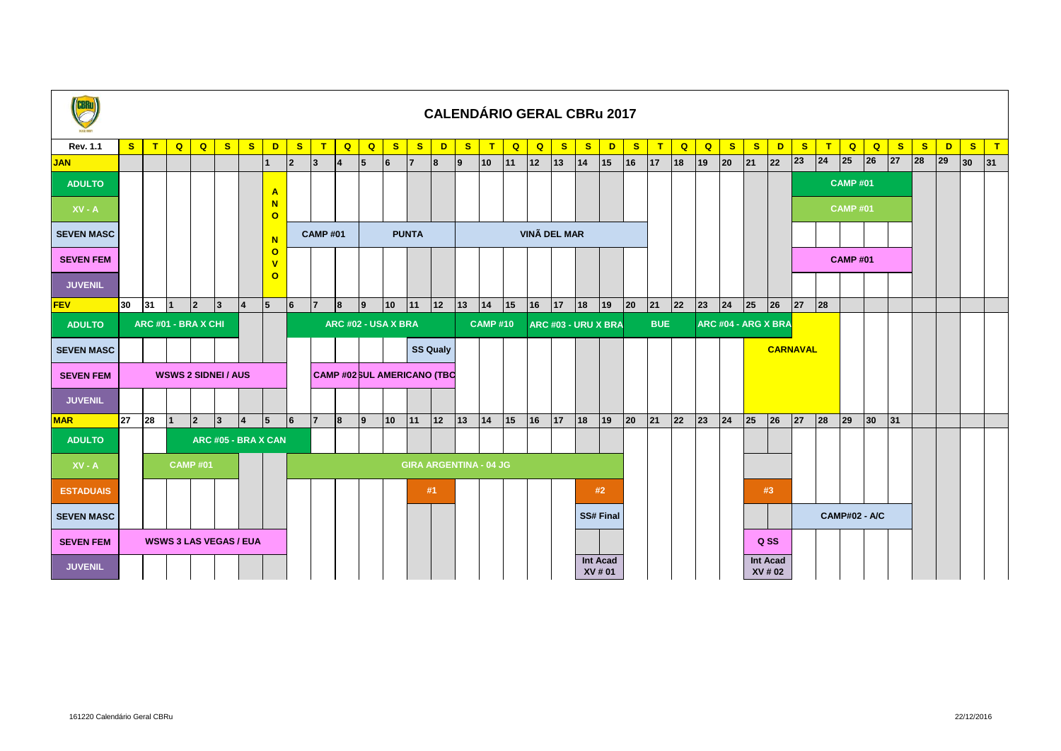# CALENDÁRIO GERAL CBRu 2017

| Rev. 1.1 | S | T | Q | Q | S | S | D | S | T | Q | Q | S | S | D | S | T | Q | Q | S | S | D | S | T | Q | Q | S | S | D | S | T | Q | Q | S | S | D | S | T |
|---|---|---|---|---|---|---|---|---|---|---|---|---|---|---|---|---|---|---|---|---|---|---|---|---|---|---|---|---|---|---|---|---|---|---|---|---|---|
| **JAN** | | | | | | | 1 | 2 | 3 | 4 | 5 | 6 | 7 | 8 | 9 | 10 | 11 | 12 | 13 | 14 | 15 | 16 | 17 | 18 | 19 | 20 | 21 | 22 | 23 | 24 | 25 | 26 | 27 | 28 | 29 | 30 | 31 |
| ADULTO | | | | | | | ANO NOVO | | | | | | | | | | | | | | | | | | | | | | CAMP #01 | | | | | | | | |
| XV - A | | | | | | | | | | | | | | | | | | | | | | | | | | | | | CAMP #01 | | | | | | | | |
| SEVEN MASC | | | | | | | | CAMP #01 | | | PUNTA | | | | VINÃ DEL MAR | | | | | | | | | | | | | | | | | | | | | | |
| SEVEN FEM | | | | | | | | | | | | | | | | | | | | | | | | | | | | | CAMP #01 | | | | | | | | |
| JUVENIL | | | | | | | | | | | | | | | | | | | | | | | | | | | | | | | | | | | | | |
| **FEV** | 30 | 31 | 1 | 2 | 3 | 4 | 5 | 6 | 7 | 8 | 9 | 10 | 11 | 12 | 13 | 14 | 15 | 16 | 17 | 18 | 19 | 20 | 21 | 22 | 23 | 24 | 25 | 26 | 27 | 28 | | | | | | | |
| ADULTO | ARC #01 - BRA X CHI | | | | | | | ARC #02 - USA X BRA | | | | | | | CAMP #10 | | | ARC #03 - URU X BRA | | | | | BUE | | ARC #04 - ARG X BRA | | | | | | | | | | | | |
| SEVEN MASC | | | | | | | | | | | | | SS Qualy | | | | | | | | | | | | | | CARNAVAL | | | | | | | | | | |
| SEVEN FEM | WSWS 2 SIDNEI / AUS | | | | | | | CAMP #02 SUL AMERICANO (TBC | | | | | | | | | | | | | | | | | | | | | | | | | | | | | |
| JUVENIL | | | | | | | | | | | | | | | | | | | | | | | | | | | | | | | | | | | | | |
| **MAR** | 27 | 28 | 1 | 2 | 3 | 4 | 5 | 6 | 7 | 8 | 9 | 10 | 11 | 12 | 13 | 14 | 15 | 16 | 17 | 18 | 19 | 20 | 21 | 22 | 23 | 24 | 25 | 26 | 27 | 28 | 29 | 30 | 31 | | | | |
| ADULTO | | | ARC #05 - BRA X CAN | | | | | | | | | | | | | | | | | | | | | | | | | | | | | | | | | | |
| XV - A | | CAMP #01 | | | | | | GIRA ARGENTINA - 04 JG | | | | | | | | | | | | | | | | | | | | | | | | | | | | | |
| ESTADUAIS | | | | | | | | | | | | | #1 | | | | | | | #2 | | | | | | | #3 | | | | | | | | | | |
| SEVEN MASC | | | | | | | | | | | | | | | | | | | | SS# Final | | | | | | | | | CAMP#02 - A/C | | | | | | | | |
| SEVEN FEM | WSWS 3 LAS VEGAS / EUA | | | | | | | | | | | | | | | | | | | | | | | | | | Q SS | | | | | | | | | | |
| JUVENIL | | | | | | | | | | | | | | | | | | | | Int Acad XV # 01 | | | | | | | Int Acad XV # 02 | | | | | | | | | | |

161220 Calendário Geral CBRu 22/12/2016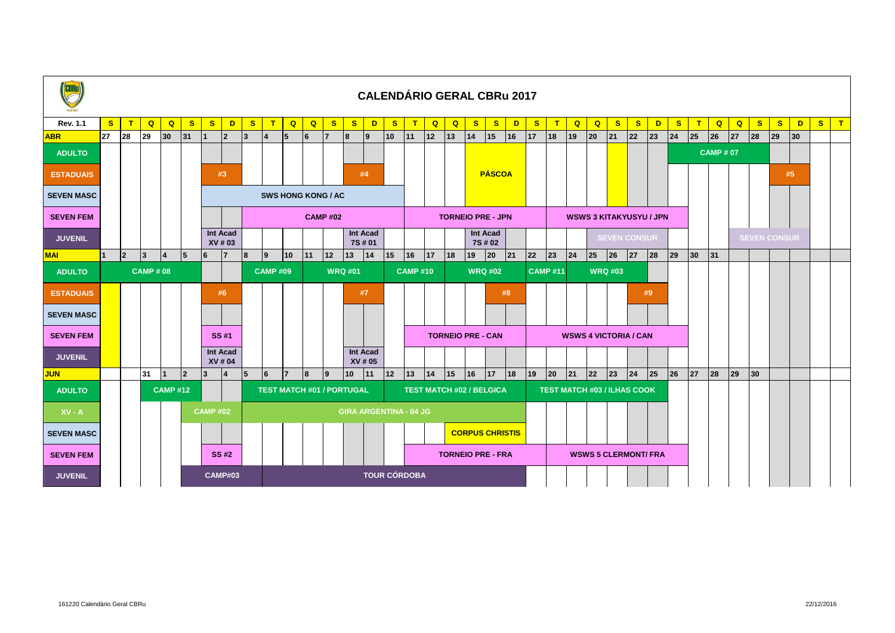# CALENDÁRIO GERAL CBRu 2017

| Rev. 1.1 | S | T | Q | Q | S | S | D | S | T | Q | Q | S | S | D | S | T | Q | Q | S | S | D | S | T | Q | Q | S | S | D | S | T | Q | Q | S | S | D | S | T |
|---|---|---|---|---|---|---|---|---|---|---|---|---|---|---|---|---|---|---|---|---|---|---|---|---|---|---|---|---|---|---|---|---|---|---|---|---|---|
| ABR | 27 | 28 | 29 | 30 | 31 | 1 | 2 | 3 | 4 | 5 | 6 | 7 | 8 | 9 | 10 | 11 | 12 | 13 | 14 | 15 | 16 | 17 | 18 | 19 | 20 | 21 | 22 | 23 | 24 | 25 | 26 | 27 | 28 | 29 | 30 | | |
| ADULTO | | | | | | | | | | | | | | | | | | | | | | | | | | | | | CAMP # 07 | | | | | | | | |
| ESTADUAIS | | | | | | #3 | | | | | | | #4 | | | | | | PÁSCOA | | | | | | | | | | | | | | | #5 | | | |
| SEVEN MASC | | | | | | SWS HONG KONG / AC | | | | | | | | | | | | | | | | | | | | | | | | | | | | | | | |
| SEVEN FEM | | | | | | | | CAMP #02 | | | | | | | | TORNEIO PRE - JPN | | | | | | WSWS 3 KITAKYUSYU / JPN | | | | | | | | | | | | | | | |
| JUVENIL | | | | | | Int Acad XV # 03 | | | | | | | Int Acad 7S # 01 | | | | | | Int Acad 7S # 02 | | | | | | SEVEN CONSUR | | | | | | | SEVEN CONSUR | | | | | |
| MAI | 1 | 2 | 3 | 4 | 5 | 6 | 7 | 8 | 9 | 10 | 11 | 12 | 13 | 14 | 15 | 16 | 17 | 18 | 19 | 20 | 21 | 22 | 23 | 24 | 25 | 26 | 27 | 28 | 29 | 30 | 31 | | | | | | |
| ADULTO | CAMP # 08 | | | | | | | CAMP #09 | | | WRQ #01 | | | | | CAMP #10 | | | WRQ #02 | | | CAMP #11 | | | WRQ #03 | | | | | | | | | | | | |
| ESTADUAIS | | | | | | #6 | | | | | | | #7 | | | | | | | | #8 | | | | | | #9 | | | | | | | | | | |
| SEVEN MASC | | | | | | | | | | | | | | | | | | | | | | | | | | | | | | | | | | | | | |
| SEVEN FEM | | | | | | SS #1 | | | | | | | | | | TORNEIO PRE - CAN | | | | | | WSWS 4 VICTORIA / CAN | | | | | | | | | | | | | | | |
| JUVENIL | | | | | | Int Acad XV # 04 | | | | | | | Int Acad XV # 05 | | | | | | | | | | | | | | | | | | | | | | | | |
| JUN | | | 31 | 1 | 2 | 3 | 4 | 5 | 6 | 7 | 8 | 9 | 10 | 11 | 12 | 13 | 14 | 15 | 16 | 17 | 18 | 19 | 20 | 21 | 22 | 23 | 24 | 25 | 26 | 27 | 28 | 29 | 30 | | | | |
| ADULTO | | | CAMP #12 | | | | | TEST MATCH #01 / PORTUGAL | | | | | | | | TEST MATCH #02 / BELGICA | | | | | | TEST MATCH #03 / ILHAS COOK | | | | | | | | | | | | | | | |
| XV - A | | | | | | CAMP #02 | | GIRA ARGENTINA - 04 JG | | | | | | | | | | | | | | | | | | | | | | | | | | | | | |
| SEVEN MASC | | | | | | | | | | | | | | | | | | CORPUS CHRISTIS | | | | | | | | | | | | | | | | | | | |
| SEVEN FEM | | | | | | SS #2 | | | | | | | | | | TORNEIO PRE - FRA | | | | | | WSWS 5 CLERMONT/ FRA | | | | | | | | | | | | | | | |
| JUVENIL | | | | | | CAMP#03 | | TOUR CÓRDOBA | | | | | | | | | | | | | | | | | | | | | | | | | | | | | |

161220 Calendário Geral CBRu

22/12/2016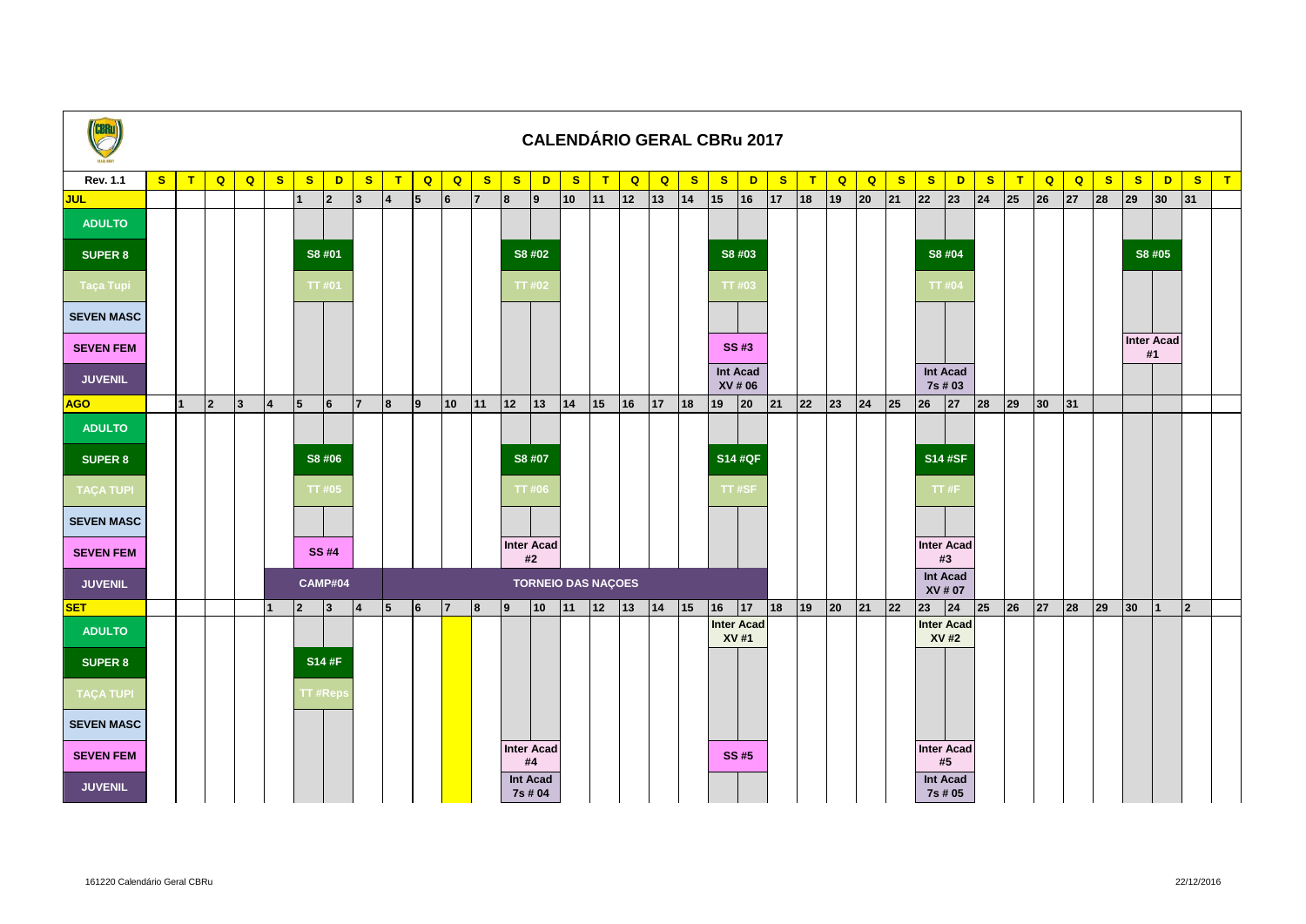# CALENDÁRIO GERAL CBRu 2017

| Rev. 1.1 | S | T | Q | Q | S | S | D | S | T | Q | Q | S | S | D | S | T | Q | Q | S | S | D | S | T | Q | Q | S | S | D | S | T | Q | Q | S | S | D | S | T |
|---|---|---|---|---|---|---|---|---|---|---|---|---|---|---|---|---|---|---|---|---|---|---|---|---|---|---|---|---|---|---|---|---|---|---|---|---|---|
| **JUL** | | | | | | 1 | 2 | 3 | 4 | 5 | 6 | 7 | 8 | 9 | 10 | 11 | 12 | 13 | 14 | 15 | 16 | 17 | 18 | 19 | 20 | 21 | 22 | 23 | 24 | 25 | 26 | 27 | 28 | 29 | 30 | 31 | |
| ADULTO | | | | | | | | | | | | | | | | | | | | | | | | | | | | | | | | | | | | | |
| SUPER 8 | | | | | | S8 #01 | | | | | | | S8 #02 | | | | | | | S8 #03 | | | | | | | S8 #04 | | | | | | | S8 #05 | | | |
| Taça Tupi | | | | | | TT #01 | | | | | | | TT #02 | | | | | | | TT #03 | | | | | | | TT #04 | | | | | | | | | | |
| SEVEN MASC | | | | | | | | | | | | | | | | | | | | | | | | | | | | | | | | | | | | | |
| SEVEN FEM | | | | | | | | | | | | | | | | | | | | SS #3 | | | | | | | | | | | | | | Inter Acad #1 | | | |
| JUVENIL | | | | | | | | | | | | | | | | | | | | Int Acad XV # 06 | | | | | | | Int Acad 7s # 03 | | | | | | | | | | |
| **AGO** | | 1 | 2 | 3 | 4 | 5 | 6 | 7 | 8 | 9 | 10 | 11 | 12 | 13 | 14 | 15 | 16 | 17 | 18 | 19 | 20 | 21 | 22 | 23 | 24 | 25 | 26 | 27 | 28 | 29 | 30 | 31 | | | | | |
| ADULTO | | | | | | | | | | | | | | | | | | | | | | | | | | | | | | | | | | | | | |
| SUPER 8 | | | | | | S8 #06 | | | | | | | S8 #07 | | | | | | | S14 #QF | | | | | | | S14 #SF | | | | | | | | | | |
| TAÇA TUPI | | | | | | TT #05 | | | | | | | TT #06 | | | | | | | TT #SF | | | | | | | TT #F | | | | | | | | | | |
| SEVEN MASC | | | | | | | | | | | | | | | | | | | | | | | | | | | | | | | | | | | | | |
| SEVEN FEM | | | | | | SS #4 | | | | | | | Inter Acad #2 | | | | | | | | | | | | | | Inter Acad #3 | | | | | | | | | | |
| JUVENIL | | | | | | CAMP#04 | | TORNEIO DAS NAÇOES | | | | | | | | | | | | | | | | | | | Int Acad XV # 07 | | | | | | | | | | |
| **SET** | | | | | 1 | 2 | 3 | 4 | 5 | 6 | 7 | 8 | 9 | 10 | 11 | 12 | 13 | 14 | 15 | 16 | 17 | 18 | 19 | 20 | 21 | 22 | 23 | 24 | 25 | 26 | 27 | 28 | 29 | 30 | 1 | 2 | |
| ADULTO | | | | | | | | | | | | | | | | | | | | Inter Acad XV #1 | | | | | | | Inter Acad XV #2 | | | | | | | | | | |
| SUPER 8 | | | | | | S14 #F | | | | | | | | | | | | | | | | | | | | | | | | | | | | | | | |
| TAÇA TUPI | | | | | | TT #Reps | | | | | | | | | | | | | | | | | | | | | | | | | | | | | | | |
| SEVEN MASC | | | | | | | | | | | | | | | | | | | | | | | | | | | | | | | | | | | | | |
| SEVEN FEM | | | | | | | | | | | | | Inter Acad #4 | | | | | | | SS #5 | | | | | | | Inter Acad #5 | | | | | | | | | | |
| JUVENIL | | | | | | | | | | | | | Int Acad 7s # 04 | | | | | | | | | | | | | | Int Acad 7s # 05 | | | | | | | | | | |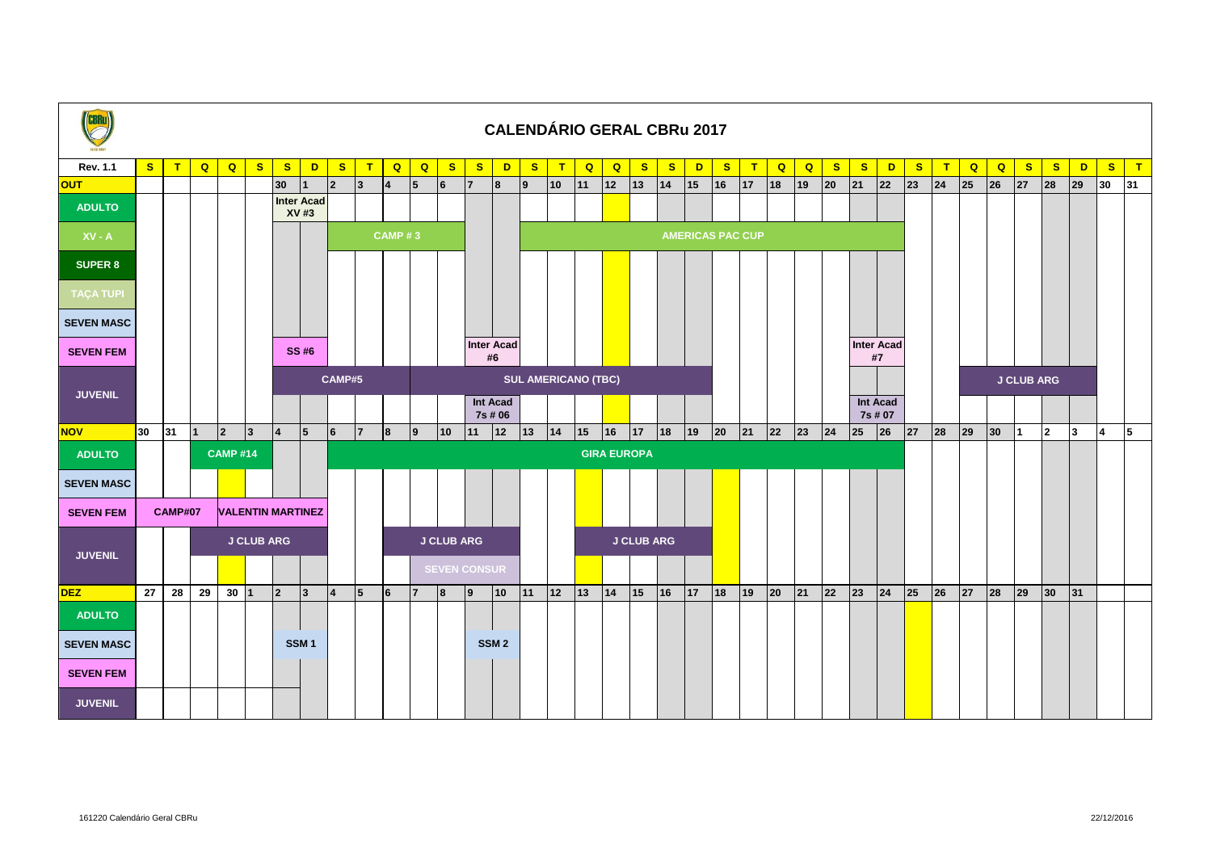# CALENDÁRIO GERAL CBRu 2017

| Rev. 1.1 | S | T | Q | Q | S | S | D | S | T | Q | Q | S | S | D | S | T | Q | Q | S | S | D | S | T | Q | Q | S | S | D | S | T | Q | Q | S | S | D | S | T |
|---|---|---|---|---|---|---|---|---|---|---|---|---|---|---|---|---|---|---|---|---|---|---|---|---|---|---|---|---|---|---|---|---|---|---|---|---|---|
| **OUT** | | | | | | 30 | 1 | 2 | 3 | 4 | 5 | 6 | 7 | 8 | 9 | 10 | 11 | 12 | 13 | 14 | 15 | 16 | 17 | 18 | 19 | 20 | 21 | 22 | 23 | 24 | 25 | 26 | 27 | 28 | 29 | 30 | 31 |
| ADULTO | | | | | | Inter Acad XV #3 | | | | | | | | | | | | | | | | | | | | | | | | | | | | | | | |
| XV - A | | | | | | | | | | CAMP # 3 | | | | | AMERICAS PAC CUP | | | | | | | | | | | | | | | | | | | | | | |
| SUPER 8 | | | | | | | | | | | | | | | | | | | | | | | | | | | | | | | | | | | | | |
| TAÇA TUPI | | | | | | | | | | | | | | | | | | | | | | | | | | | | | | | | | | | | | |
| SEVEN MASC | | | | | | | | | | | | | | | | | | | | | | | | | | | | | | | | | | | | | |
| SEVEN FEM | | | | | | SS #6 | | | | | | | Inter Acad #6 | | | | | | | | | | | | | | Inter Acad #7 | | | | | | | | | | |
| JUVENIL | | | | | | CAMP#5 | | | | | SUL AMERICANO (TBC) | | | | | | | | | | | | | | | | | | | | J CLUB ARG | | | | | | |
| | | | | | | | | | | | | | Int Acad 7s # 06 | | | | | | | | | | | | | | Int Acad 7s # 07 | | | | | | | | | | |
| **NOV** | 30 | 31 | 1 | 2 | 3 | 4 | 5 | 6 | 7 | 8 | 9 | 10 | 11 | 12 | 13 | 14 | 15 | 16 | 17 | 18 | 19 | 20 | 21 | 22 | 23 | 24 | 25 | 26 | 27 | 28 | 29 | 30 | 1 | 2 | 3 | 4 | 5 |
| ADULTO | | | CAMP #14 | | | | | GIRA EUROPA | | | | | | | | | | | | | | | | | | | | | | | | | | | | | |
| SEVEN MASC | | | | | | | | | | | | | | | | | | | | | | | | | | | | | | | | | | | | | |
| SEVEN FEM | CAMP#07 | | VALENTIN MARTINEZ | | | | | | | | | | | | | | | | | | | | | | | | | | | | | | | | | | |
| JUVENIL | | | J CLUB ARG | | | | | | | | J CLUB ARG | | | | | | | J CLUB ARG | | | | | | | | | | | | | | | | | | | |
| | | | | | | | | | | | SEVEN CONSUR | | | | | | | | | | | | | | | | | | | | | | | | | | |
| **DEZ** | 27 | 28 | 29 | 30 | 1 | 2 | 3 | 4 | 5 | 6 | 7 | 8 | 9 | 10 | 11 | 12 | 13 | 14 | 15 | 16 | 17 | 18 | 19 | 20 | 21 | 22 | 23 | 24 | 25 | 26 | 27 | 28 | 29 | 30 | 31 | | |
| ADULTO | | | | | | | | | | | | | | | | | | | | | | | | | | | | | | | | | | | | | |
| SEVEN MASC | | | | | | SSM 1 | | | | | | | SSM 2 | | | | | | | | | | | | | | | | | | | | | | | | |
| SEVEN FEM | | | | | | | | | | | | | | | | | | | | | | | | | | | | | | | | | | | | | |
| JUVENIL | | | | | | | | | | | | | | | | | | | | | | | | | | | | | | | | | | | | | |